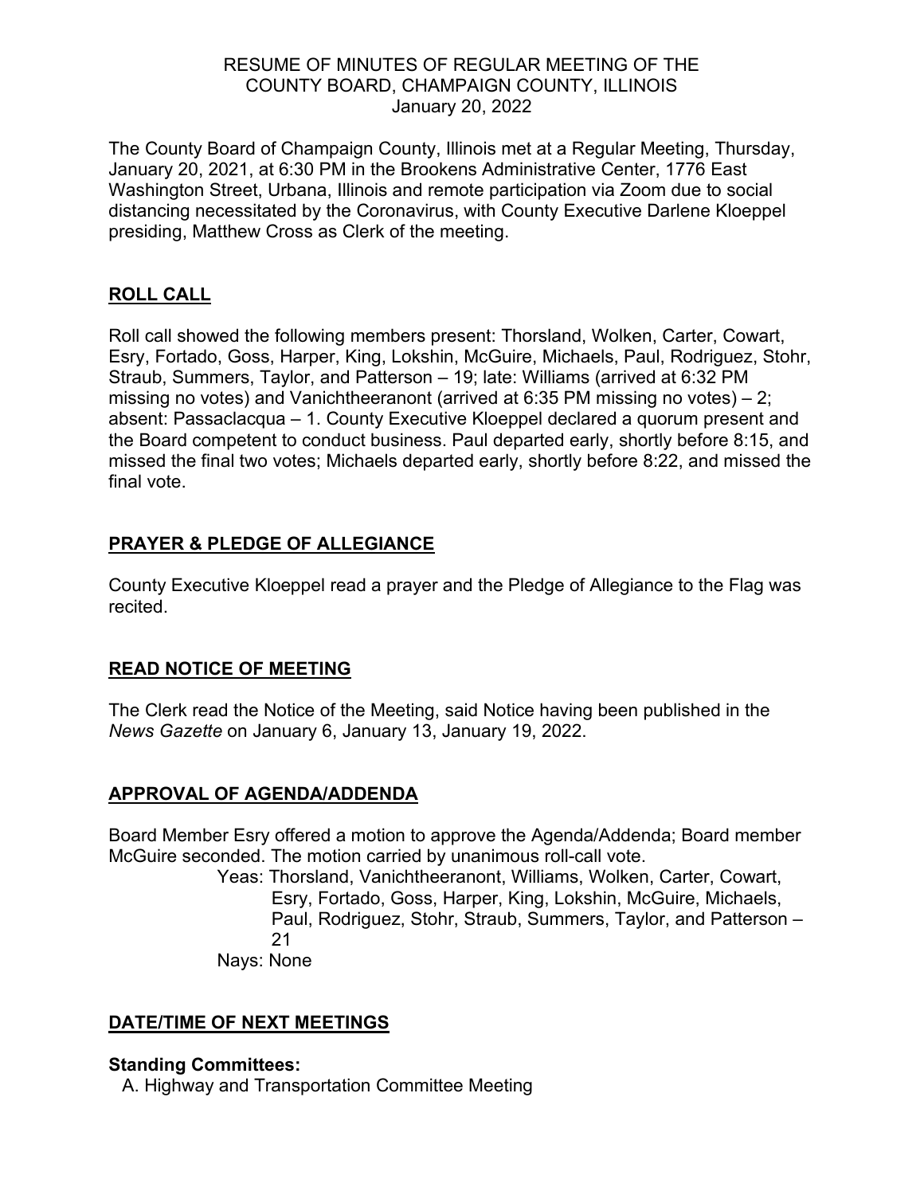# RESUME OF MINUTES OF REGULAR MEETING OF THE COUNTY BOARD, CHAMPAIGN COUNTY, ILLINOIS

January 20, 2022

The County Board of Champaign County, Illinois met at a Regular Meeting, Thursday, January 20, 2021, at 6:30 PM in the Brookens Administrative Center, 1776 East Washington Street, Urbana, Illinois and remote participation via Zoom due to social distancing necessitated by the Coronavirus, with County Executive Darlene Kloeppel presiding, Matthew Cross as Clerk of the meeting.

## ROLL CALL

Roll call showed the following members present: Thorsland, Wolken, Carter, Cowart, Esry, Fortado, Goss, Harper, King, Lokshin, McGuire, Michaels, Paul, Rodriguez, Stohr, Straub, Summers, Taylor, and Patterson – 19; late: Williams (arrived at 6:32 PM missing no votes) and Vanichtheeranont (arrived at 6:35 PM missing no votes) – 2; absent: Passaclacqua – 1. County Executive Kloeppel declared a quorum present and the Board competent to conduct business. Paul departed early, shortly before 8:15, and missed the final two votes; Michaels departed early, shortly before 8:22, and missed the final vote.

## PRAYER & PLEDGE OF ALLEGIANCE

County Executive Kloeppel read a prayer and the Pledge of Allegiance to the Flag was recited.

## READ NOTICE OF MEETING

The Clerk read the Notice of the Meeting, said Notice having been published in the *News Gazette* on January 6, January 13, January 19, 2022.

## APPROVAL OF AGENDA/ADDENDA

Board Member Esry offered a motion to approve the Agenda/Addenda; Board member McGuire seconded. The motion carried by unanimous roll-call vote.

Yeas: Thorsland, Vanichtheeranont, Williams, Wolken, Carter, Cowart, Esry, Fortado, Goss, Harper, King, Lokshin, McGuire, Michaels, Paul, Rodriguez, Stohr, Straub, Summers, Taylor, and Patterson – 21

Nays: None

## DATE/TIME OF NEXT MEETINGS

**Standing Committees:**

A. Highway and Transportation Committee Meeting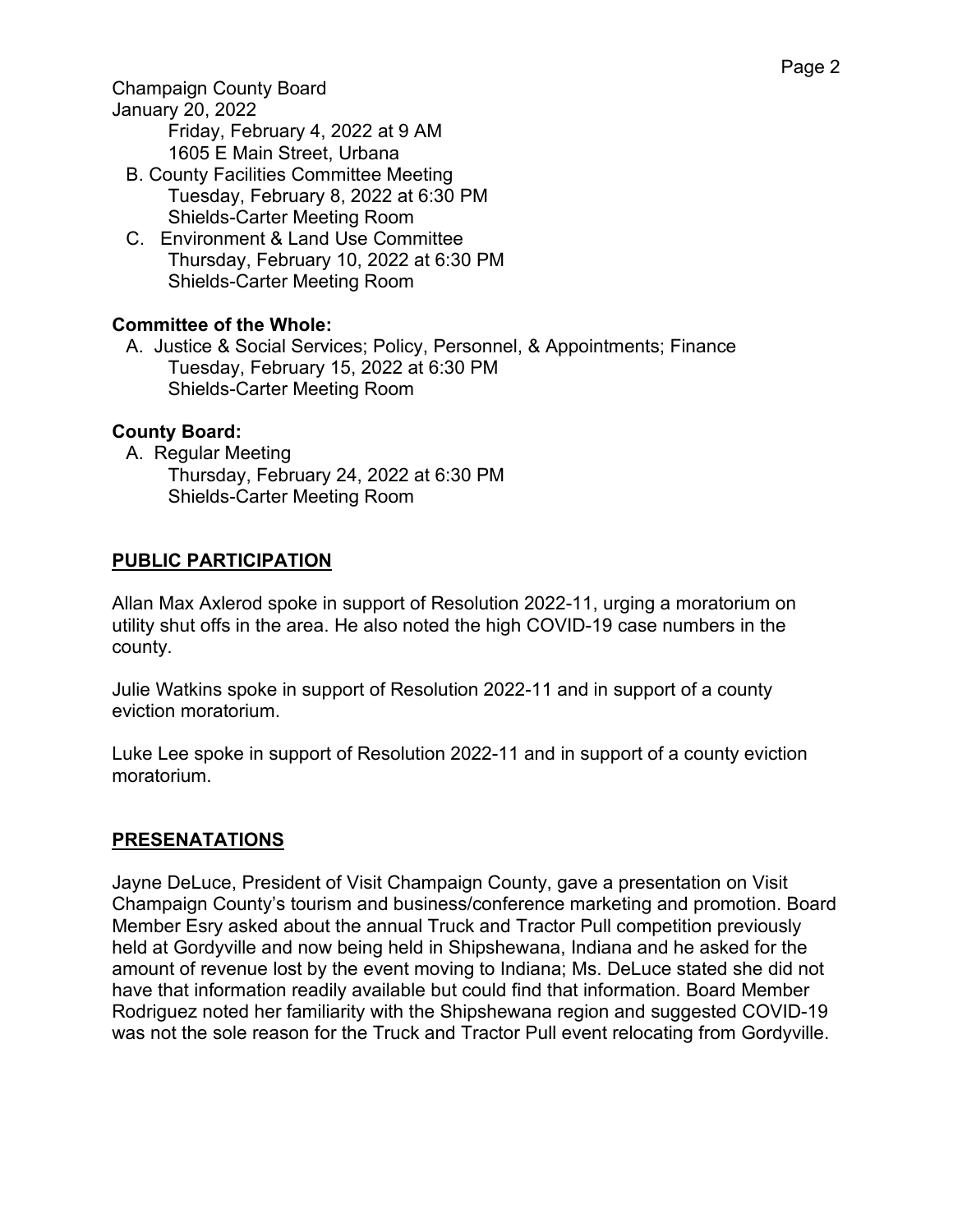Friday, February 4, 2022 at 9 AM
1605 E Main Street, Urbana

B. County Facilities Committee Meeting
Tuesday, February 8, 2022 at 6:30 PM
Shields-Carter Meeting Room

C. Environment & Land Use Committee
Thursday, February 10, 2022 at 6:30 PM
Shields-Carter Meeting Room

**Committee of the Whole:**

A. Justice & Social Services; Policy, Personnel, & Appointments; Finance
Tuesday, February 15, 2022 at 6:30 PM
Shields-Carter Meeting Room

**County Board:**

A. Regular Meeting
Thursday, February 24, 2022 at 6:30 PM
Shields-Carter Meeting Room

## PUBLIC PARTICIPATION

Allan Max Axlerod spoke in support of Resolution 2022-11, urging a moratorium on utility shut offs in the area. He also noted the high COVID-19 case numbers in the county.

Julie Watkins spoke in support of Resolution 2022-11 and in support of a county eviction moratorium.

Luke Lee spoke in support of Resolution 2022-11 and in support of a county eviction moratorium.

## PRESENATATIONS

Jayne DeLuce, President of Visit Champaign County, gave a presentation on Visit Champaign County's tourism and business/conference marketing and promotion. Board Member Esry asked about the annual Truck and Tractor Pull competition previously held at Gordyville and now being held in Shipshewana, Indiana and he asked for the amount of revenue lost by the event moving to Indiana; Ms. DeLuce stated she did not have that information readily available but could find that information. Board Member Rodriguez noted her familiarity with the Shipshewana region and suggested COVID-19 was not the sole reason for the Truck and Tractor Pull event relocating from Gordyville.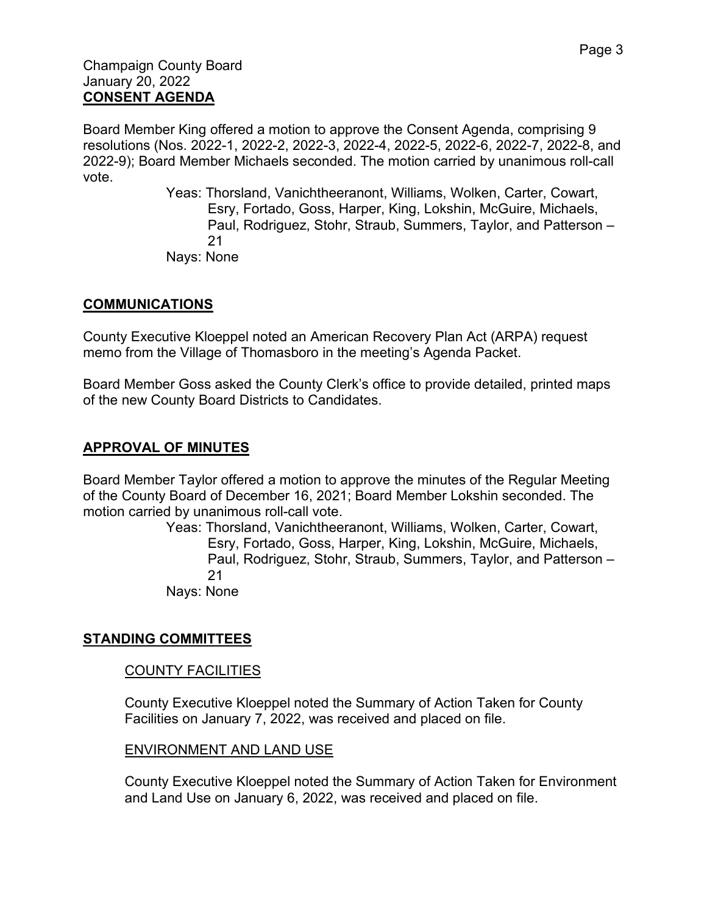Champaign County Board
January 20, 2022

## CONSENT AGENDA

Board Member King offered a motion to approve the Consent Agenda, comprising 9 resolutions (Nos. 2022-1, 2022-2, 2022-3, 2022-4, 2022-5, 2022-6, 2022-7, 2022-8, and 2022-9); Board Member Michaels seconded. The motion carried by unanimous roll-call vote.

Yeas: Thorsland, Vanichtheeranont, Williams, Wolken, Carter, Cowart, Esry, Fortado, Goss, Harper, King, Lokshin, McGuire, Michaels, Paul, Rodriguez, Stohr, Straub, Summers, Taylor, and Patterson – 21

Nays: None

## COMMUNICATIONS

County Executive Kloeppel noted an American Recovery Plan Act (ARPA) request memo from the Village of Thomasboro in the meeting's Agenda Packet.

Board Member Goss asked the County Clerk's office to provide detailed, printed maps of the new County Board Districts to Candidates.

## APPROVAL OF MINUTES

Board Member Taylor offered a motion to approve the minutes of the Regular Meeting of the County Board of December 16, 2021; Board Member Lokshin seconded. The motion carried by unanimous roll-call vote.

Yeas: Thorsland, Vanichtheeranont, Williams, Wolken, Carter, Cowart, Esry, Fortado, Goss, Harper, King, Lokshin, McGuire, Michaels, Paul, Rodriguez, Stohr, Straub, Summers, Taylor, and Patterson – 21

Nays: None

## STANDING COMMITTEES

### COUNTY FACILITIES

County Executive Kloeppel noted the Summary of Action Taken for County Facilities on January 7, 2022, was received and placed on file.

### ENVIRONMENT AND LAND USE

County Executive Kloeppel noted the Summary of Action Taken for Environment and Land Use on January 6, 2022, was received and placed on file.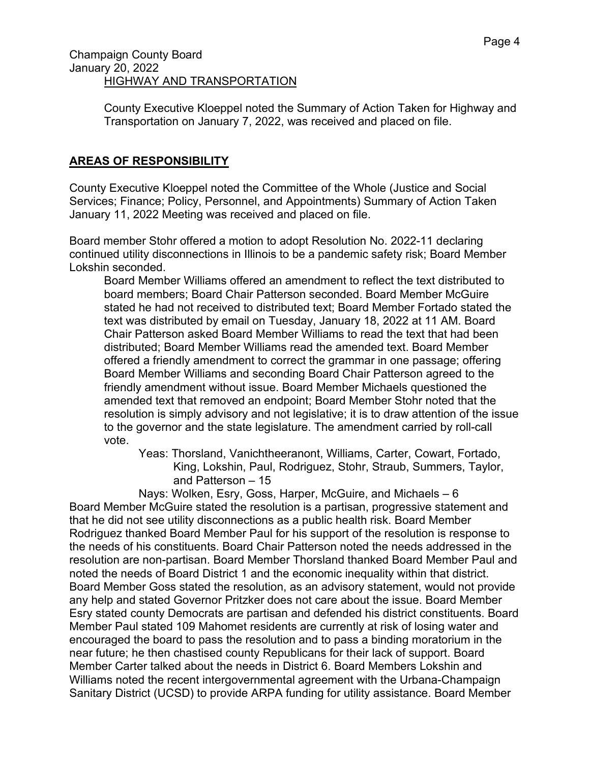Champaign County Board
January 20, 2022

HIGHWAY AND TRANSPORTATION

County Executive Kloeppel noted the Summary of Action Taken for Highway and Transportation on January 7, 2022, was received and placed on file.

## **AREAS OF RESPONSIBILITY**

County Executive Kloeppel noted the Committee of the Whole (Justice and Social Services; Finance; Policy, Personnel, and Appointments) Summary of Action Taken January 11, 2022 Meeting was received and placed on file.

Board member Stohr offered a motion to adopt Resolution No. 2022-11 declaring continued utility disconnections in Illinois to be a pandemic safety risk; Board Member Lokshin seconded.

Board Member Williams offered an amendment to reflect the text distributed to board members; Board Chair Patterson seconded. Board Member McGuire stated he had not received to distributed text; Board Member Fortado stated the text was distributed by email on Tuesday, January 18, 2022 at 11 AM. Board Chair Patterson asked Board Member Williams to read the text that had been distributed; Board Member Williams read the amended text. Board Member offered a friendly amendment to correct the grammar in one passage; offering Board Member Williams and seconding Board Chair Patterson agreed to the friendly amendment without issue. Board Member Michaels questioned the amended text that removed an endpoint; Board Member Stohr noted that the resolution is simply advisory and not legislative; it is to draw attention of the issue to the governor and the state legislature. The amendment carried by roll-call vote.

Yeas: Thorsland, Vanichtheeranont, Williams, Carter, Cowart, Fortado, King, Lokshin, Paul, Rodriguez, Stohr, Straub, Summers, Taylor, and Patterson – 15

Nays: Wolken, Esry, Goss, Harper, McGuire, and Michaels – 6

Board Member McGuire stated the resolution is a partisan, progressive statement and that he did not see utility disconnections as a public health risk. Board Member Rodriguez thanked Board Member Paul for his support of the resolution is response to the needs of his constituents. Board Chair Patterson noted the needs addressed in the resolution are non-partisan. Board Member Thorsland thanked Board Member Paul and noted the needs of Board District 1 and the economic inequality within that district. Board Member Goss stated the resolution, as an advisory statement, would not provide any help and stated Governor Pritzker does not care about the issue. Board Member Esry stated county Democrats are partisan and defended his district constituents. Board Member Paul stated 109 Mahomet residents are currently at risk of losing water and encouraged the board to pass the resolution and to pass a binding moratorium in the near future; he then chastised county Republicans for their lack of support. Board Member Carter talked about the needs in District 6. Board Members Lokshin and Williams noted the recent intergovernmental agreement with the Urbana-Champaign Sanitary District (UCSD) to provide ARPA funding for utility assistance. Board Member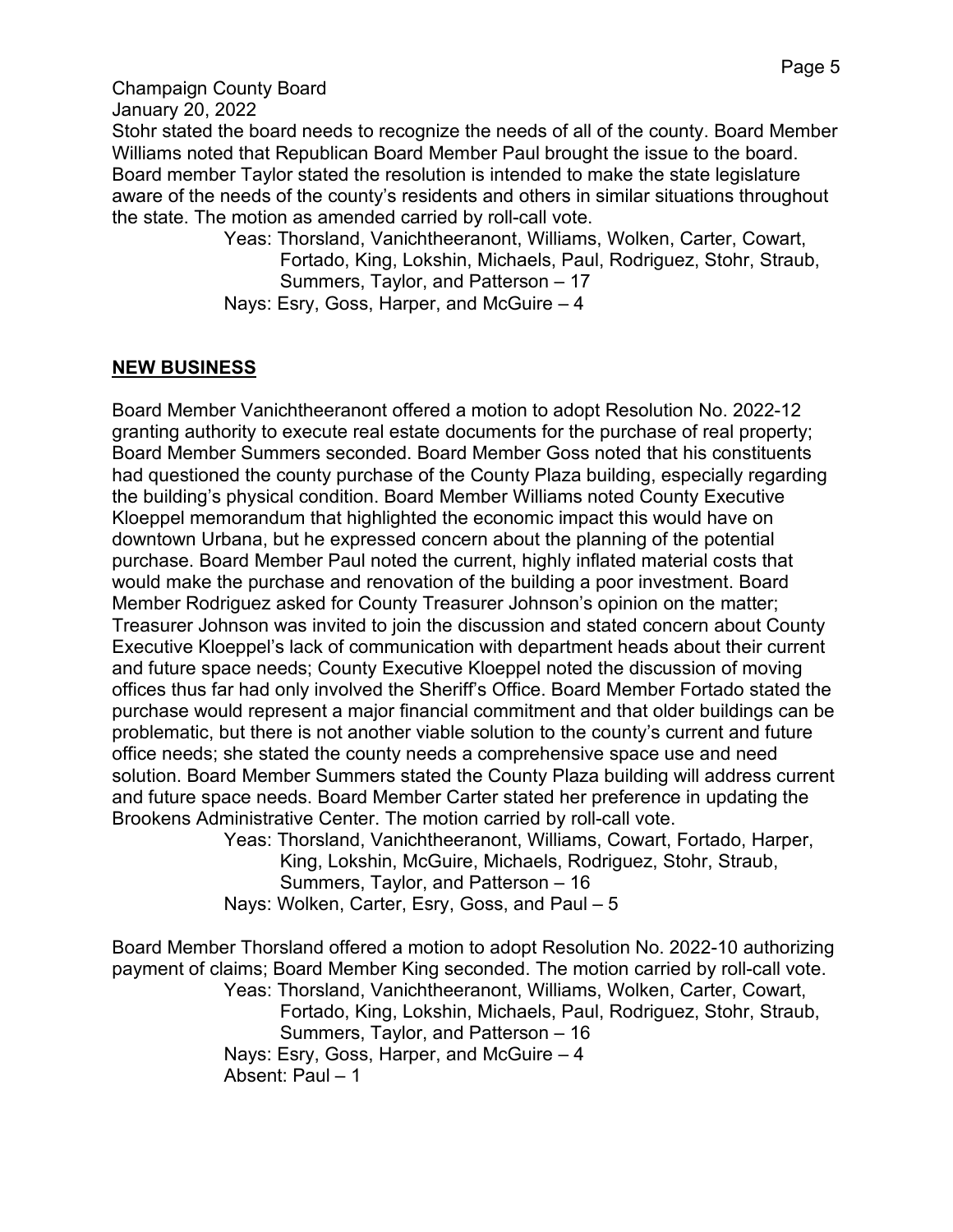Stohr stated the board needs to recognize the needs of all of the county. Board Member Williams noted that Republican Board Member Paul brought the issue to the board. Board member Taylor stated the resolution is intended to make the state legislature aware of the needs of the county's residents and others in similar situations throughout the state. The motion as amended carried by roll-call vote.

> Yeas: Thorsland, Vanichtheeranont, Williams, Wolken, Carter, Cowart, Fortado, King, Lokshin, Michaels, Paul, Rodriguez, Stohr, Straub, Summers, Taylor, and Patterson – 17
>
> Nays: Esry, Goss, Harper, and McGuire – 4

## NEW BUSINESS

Board Member Vanichtheeranont offered a motion to adopt Resolution No. 2022-12 granting authority to execute real estate documents for the purchase of real property; Board Member Summers seconded. Board Member Goss noted that his constituents had questioned the county purchase of the County Plaza building, especially regarding the building's physical condition. Board Member Williams noted County Executive Kloeppel memorandum that highlighted the economic impact this would have on downtown Urbana, but he expressed concern about the planning of the potential purchase. Board Member Paul noted the current, highly inflated material costs that would make the purchase and renovation of the building a poor investment. Board Member Rodriguez asked for County Treasurer Johnson's opinion on the matter; Treasurer Johnson was invited to join the discussion and stated concern about County Executive Kloeppel's lack of communication with department heads about their current and future space needs; County Executive Kloeppel noted the discussion of moving offices thus far had only involved the Sheriff's Office. Board Member Fortado stated the purchase would represent a major financial commitment and that older buildings can be problematic, but there is not another viable solution to the county's current and future office needs; she stated the county needs a comprehensive space use and need solution. Board Member Summers stated the County Plaza building will address current and future space needs. Board Member Carter stated her preference in updating the Brookens Administrative Center. The motion carried by roll-call vote.

> Yeas: Thorsland, Vanichtheeranont, Williams, Cowart, Fortado, Harper, King, Lokshin, McGuire, Michaels, Rodriguez, Stohr, Straub, Summers, Taylor, and Patterson – 16
>
> Nays: Wolken, Carter, Esry, Goss, and Paul – 5

Board Member Thorsland offered a motion to adopt Resolution No. 2022-10 authorizing payment of claims; Board Member King seconded. The motion carried by roll-call vote.

> Yeas: Thorsland, Vanichtheeranont, Williams, Wolken, Carter, Cowart, Fortado, King, Lokshin, Michaels, Paul, Rodriguez, Stohr, Straub, Summers, Taylor, and Patterson – 16
>
> Nays: Esry, Goss, Harper, and McGuire – 4
>
> Absent: Paul – 1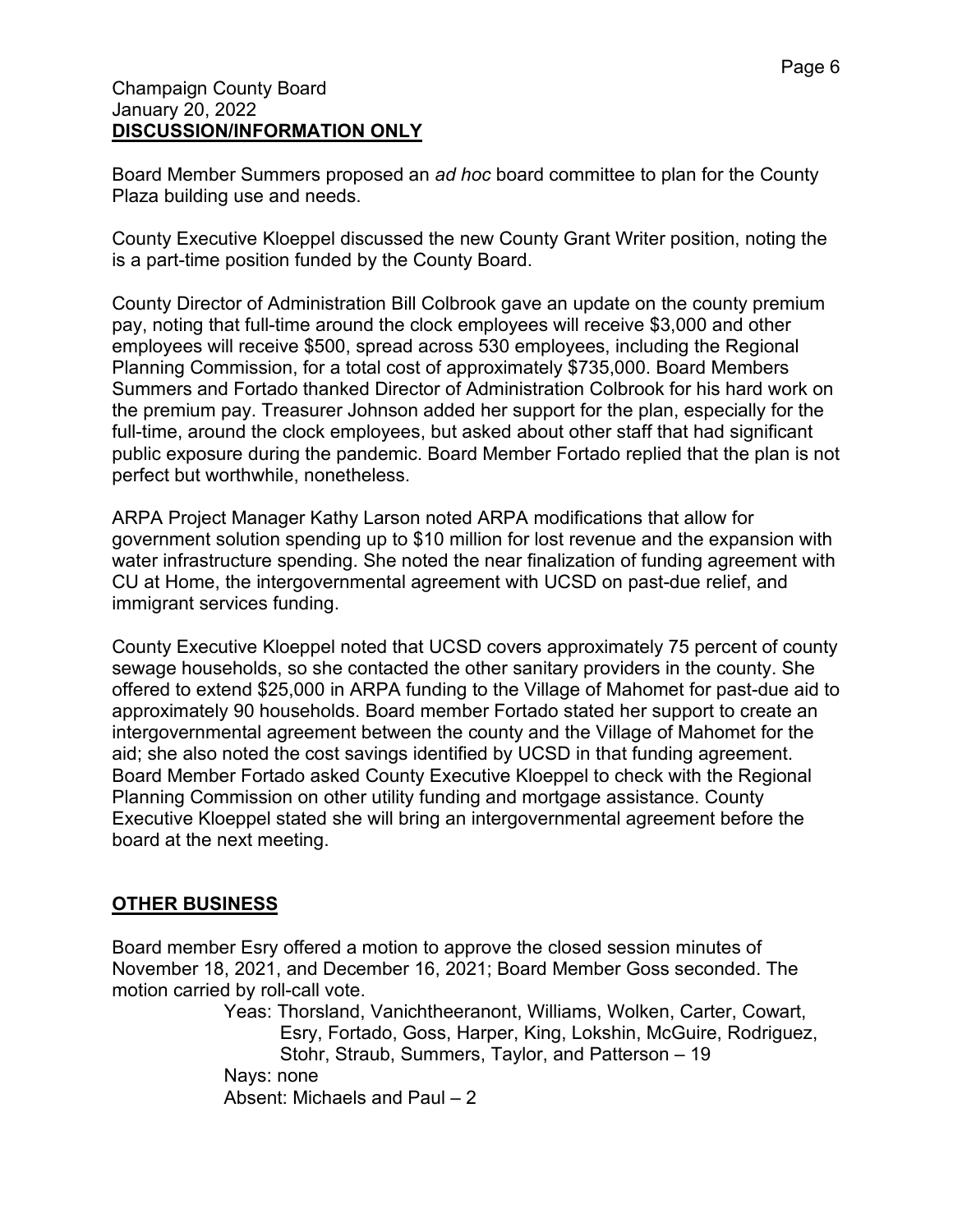Champaign County Board
January 20, 2022
**DISCUSSION/INFORMATION ONLY**

Board Member Summers proposed an *ad hoc* board committee to plan for the County Plaza building use and needs.

County Executive Kloeppel discussed the new County Grant Writer position, noting the is a part-time position funded by the County Board.

County Director of Administration Bill Colbrook gave an update on the county premium pay, noting that full-time around the clock employees will receive $3,000 and other employees will receive $500, spread across 530 employees, including the Regional Planning Commission, for a total cost of approximately $735,000. Board Members Summers and Fortado thanked Director of Administration Colbrook for his hard work on the premium pay. Treasurer Johnson added her support for the plan, especially for the full-time, around the clock employees, but asked about other staff that had significant public exposure during the pandemic. Board Member Fortado replied that the plan is not perfect but worthwhile, nonetheless.

ARPA Project Manager Kathy Larson noted ARPA modifications that allow for government solution spending up to $10 million for lost revenue and the expansion with water infrastructure spending. She noted the near finalization of funding agreement with CU at Home, the intergovernmental agreement with UCSD on past-due relief, and immigrant services funding.

County Executive Kloeppel noted that UCSD covers approximately 75 percent of county sewage households, so she contacted the other sanitary providers in the county. She offered to extend $25,000 in ARPA funding to the Village of Mahomet for past-due aid to approximately 90 households. Board member Fortado stated her support to create an intergovernmental agreement between the county and the Village of Mahomet for the aid; she also noted the cost savings identified by UCSD in that funding agreement. Board Member Fortado asked County Executive Kloeppel to check with the Regional Planning Commission on other utility funding and mortgage assistance. County Executive Kloeppel stated she will bring an intergovernmental agreement before the board at the next meeting.

## OTHER BUSINESS

Board member Esry offered a motion to approve the closed session minutes of November 18, 2021, and December 16, 2021; Board Member Goss seconded. The motion carried by roll-call vote.

Yeas: Thorsland, Vanichtheeranont, Williams, Wolken, Carter, Cowart, Esry, Fortado, Goss, Harper, King, Lokshin, McGuire, Rodriguez, Stohr, Straub, Summers, Taylor, and Patterson – 19
Nays: none
Absent: Michaels and Paul – 2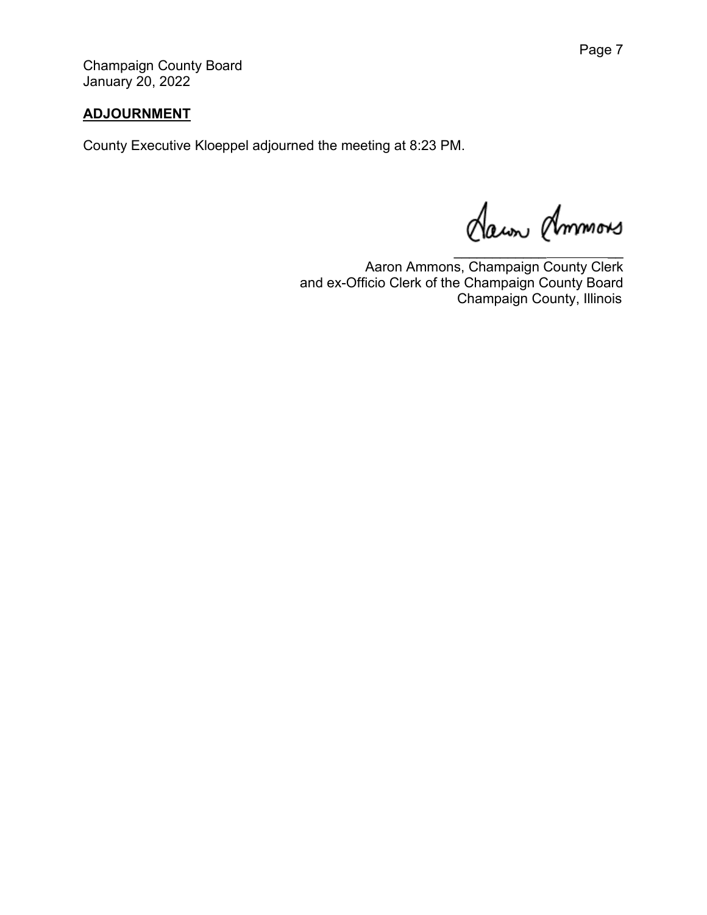## ADJOURNMENT

County Executive Kloeppel adjourned the meeting at 8:23 PM.

Aaron Ammons, Champaign County Clerk
and ex-Officio Clerk of the Champaign County Board
Champaign County, Illinois